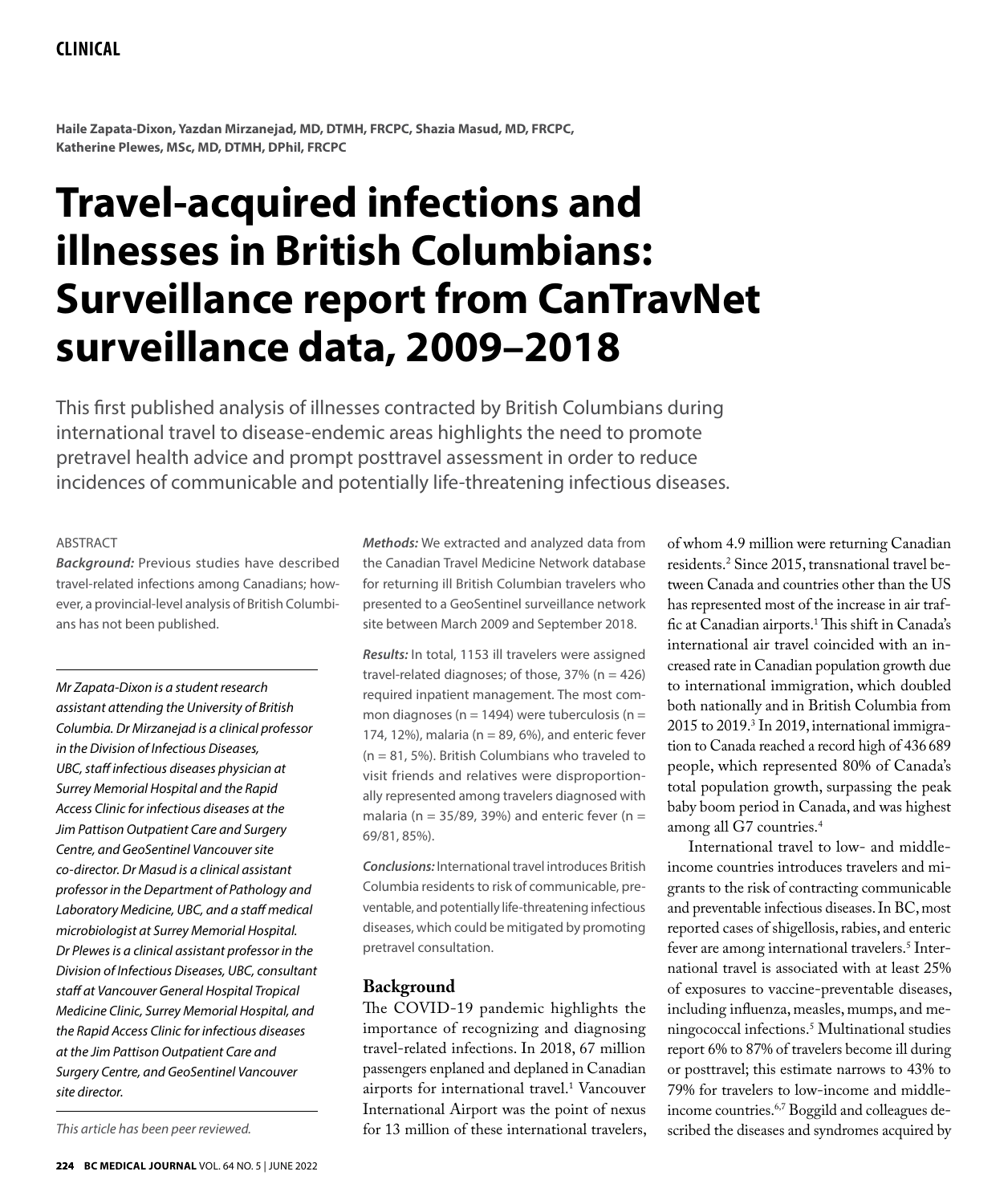CLINICAL

**Haile Zapata-Dixon, Yazdan Mirzanejad, MD, DTMH, FRCPC, Shazia Masud, MD, FRCPC, Katherine Plewes, MSc, MD, DTMH, DPhil, FRCPC**

# Travel-acquired infections and illnesses in British Columbians: Surveillance report from CanTravNet surveillance data, 2009–2018

This first published analysis of illnesses contracted by British Columbians during international travel to disease-endemic areas highlights the need to promote pretravel health advice and prompt posttravel assessment in order to reduce incidences of communicable and potentially life-threatening infectious diseases.

ABSTRACT

***Background:*** Previous studies have described travel-related infections among Canadians; however, a provincial-level analysis of British Columbians has not been published.

***Methods:*** We extracted and analyzed data from the Canadian Travel Medicine Network database for returning ill British Columbian travelers who presented to a GeoSentinel surveillance network site between March 2009 and September 2018.

***Results:*** In total, 1153 ill travelers were assigned travel-related diagnoses; of those, 37% (n = 426) required inpatient management. The most common diagnoses (n = 1494) were tuberculosis (n = 174, 12%), malaria (n = 89, 6%), and enteric fever (n = 81, 5%). British Columbians who traveled to visit friends and relatives were disproportionally represented among travelers diagnosed with malaria (n = 35/89, 39%) and enteric fever (n = 69/81, 85%).

***Conclusions:*** International travel introduces British Columbia residents to risk of communicable, preventable, and potentially life-threatening infectious diseases, which could be mitigated by promoting pretravel consultation.

*Mr Zapata-Dixon is a student research assistant attending the University of British Columbia. Dr Mirzanejad is a clinical professor in the Division of Infectious Diseases, UBC, staff infectious diseases physician at Surrey Memorial Hospital and the Rapid Access Clinic for infectious diseases at the Jim Pattison Outpatient Care and Surgery Centre, and GeoSentinel Vancouver site co-director. Dr Masud is a clinical assistant professor in the Department of Pathology and Laboratory Medicine, UBC, and a staff medical microbiologist at Surrey Memorial Hospital. Dr Plewes is a clinical assistant professor in the Division of Infectious Diseases, UBC, consultant staff at Vancouver General Hospital Tropical Medicine Clinic, Surrey Memorial Hospital, and the Rapid Access Clinic for infectious diseases at the Jim Pattison Outpatient Care and Surgery Centre, and GeoSentinel Vancouver site director.*

*This article has been peer reviewed.*

## Background

The COVID-19 pandemic highlights the importance of recognizing and diagnosing travel-related infections. In 2018, 67 million passengers enplaned and deplaned in Canadian airports for international travel.[1] Vancouver International Airport was the point of nexus for 13 million of these international travelers, of whom 4.9 million were returning Canadian residents.[2] Since 2015, transnational travel between Canada and countries other than the US has represented most of the increase in air traffic at Canadian airports.[1] This shift in Canada's international air travel coincided with an increased rate in Canadian population growth due to international immigration, which doubled both nationally and in British Columbia from 2015 to 2019.[3] In 2019, international immigration to Canada reached a record high of 436 689 people, which represented 80% of Canada's total population growth, surpassing the peak baby boom period in Canada, and was highest among all G7 countries.[4]

International travel to low- and middle-income countries introduces travelers and migrants to the risk of contracting communicable and preventable infectious diseases. In BC, most reported cases of shigellosis, rabies, and enteric fever are among international travelers.[5] International travel is associated with at least 25% of exposures to vaccine-preventable diseases, including influenza, measles, mumps, and meningococcal infections.[5] Multinational studies report 6% to 87% of travelers become ill during or posttravel; this estimate narrows to 43% to 79% for travelers to low-income and middle-income countries.[6,7] Boggild and colleagues described the diseases and syndromes acquired by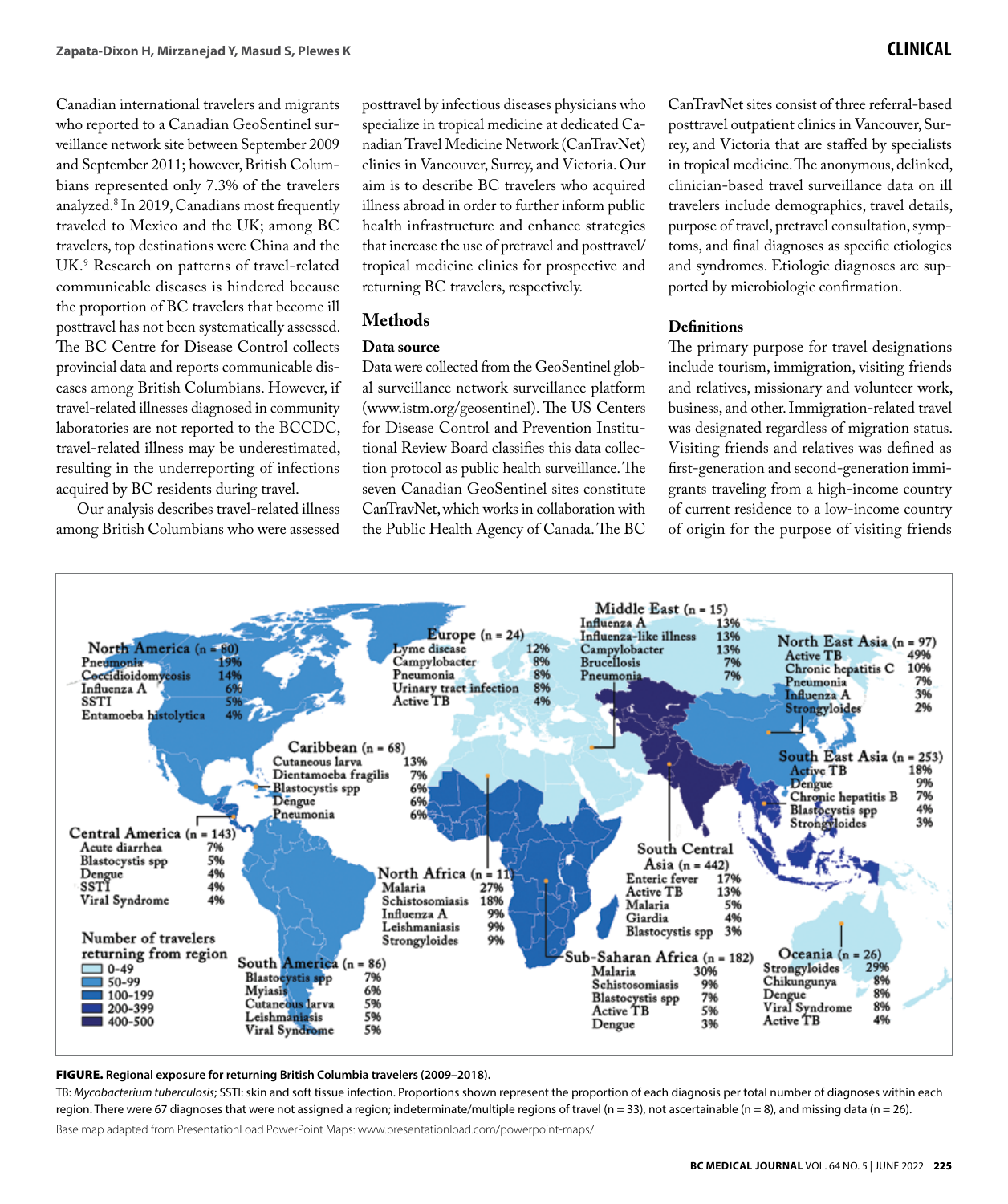Canadian international travelers and migrants who reported to a Canadian GeoSentinel surveillance network site between September 2009 and September 2011; however, British Columbians represented only 7.3% of the travelers analyzed.[8] In 2019, Canadians most frequently traveled to Mexico and the UK; among BC travelers, top destinations were China and the UK.[9] Research on patterns of travel-related communicable diseases is hindered because the proportion of BC travelers that become ill posttravel has not been systematically assessed. The BC Centre for Disease Control collects provincial data and reports communicable diseases among British Columbians. However, if travel-related illnesses diagnosed in community laboratories are not reported to the BCCDC, travel-related illness may be underestimated, resulting in the underreporting of infections acquired by BC residents during travel.

Our analysis describes travel-related illness among British Columbians who were assessed posttravel by infectious diseases physicians who specialize in tropical medicine at dedicated Canadian Travel Medicine Network (CanTravNet) clinics in Vancouver, Surrey, and Victoria. Our aim is to describe BC travelers who acquired illness abroad in order to further inform public health infrastructure and enhance strategies that increase the use of pretravel and posttravel/tropical medicine clinics for prospective and returning BC travelers, respectively.

## Methods

### Data source

Data were collected from the GeoSentinel global surveillance network surveillance platform (www.istm.org/geosentinel). The US Centers for Disease Control and Prevention Institutional Review Board classifies this data collection protocol as public health surveillance. The seven Canadian GeoSentinel sites constitute CanTravNet, which works in collaboration with the Public Health Agency of Canada. The BC CanTravNet sites consist of three referral-based posttravel outpatient clinics in Vancouver, Surrey, and Victoria that are staffed by specialists in tropical medicine. The anonymous, delinked, clinician-based travel surveillance data on ill travelers include demographics, travel details, purpose of travel, pretravel consultation, symptoms, and final diagnoses as specific etiologies and syndromes. Etiologic diagnoses are supported by microbiologic confirmation.

### Definitions

The primary purpose for travel designations include tourism, immigration, visiting friends and relatives, missionary and volunteer work, business, and other. Immigration-related travel was designated regardless of migration status. Visiting friends and relatives was defined as first-generation and second-generation immigrants traveling from a high-income country of current residence to a low-income country of origin for the purpose of visiting friends

**FIGURE.** Regional exposure for returning British Columbia travelers (2009–2018).

TB: *Mycobacterium tuberculosis*; SSTI: skin and soft tissue infection. Proportions shown represent the proportion of each diagnosis per total number of diagnoses within each region. There were 67 diagnoses that were not assigned a region; indeterminate/multiple regions of travel (n = 33), not ascertainable (n = 8), and missing data (n = 26).

Base map adapted from PresentationLoad PowerPoint Maps: www.presentationload.com/powerpoint-maps/.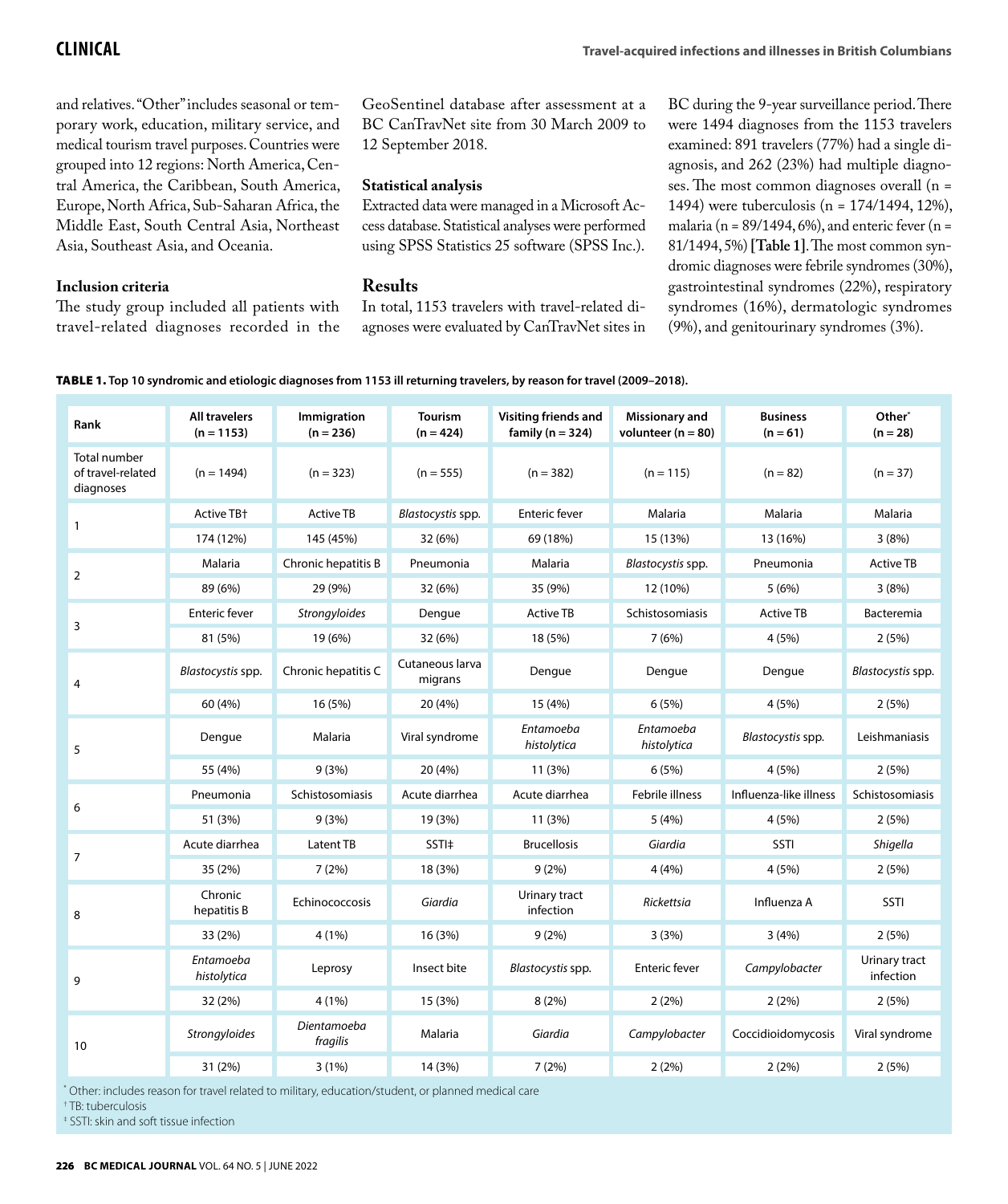and relatives. "Other" includes seasonal or temporary work, education, military service, and medical tourism travel purposes. Countries were grouped into 12 regions: North America, Central America, the Caribbean, South America, Europe, North Africa, Sub-Saharan Africa, the Middle East, South Central Asia, Northeast Asia, Southeast Asia, and Oceania.

### Inclusion criteria

The study group included all patients with travel-related diagnoses recorded in the GeoSentinel database after assessment at a BC CanTravNet site from 30 March 2009 to 12 September 2018.

### Statistical analysis

Extracted data were managed in a Microsoft Access database. Statistical analyses were performed using SPSS Statistics 25 software (SPSS Inc.).

## Results

In total, 1153 travelers with travel-related diagnoses were evaluated by CanTravNet sites in BC during the 9-year surveillance period. There were 1494 diagnoses from the 1153 travelers examined: 891 travelers (77%) had a single diagnosis, and 262 (23%) had multiple diagnoses. The most common diagnoses overall (n = 1494) were tuberculosis (n = 174/1494, 12%), malaria (n = 89/1494, 6%), and enteric fever (n = 81/1494, 5%) **[Table 1]**. The most common syndromic diagnoses were febrile syndromes (30%), gastrointestinal syndromes (22%), respiratory syndromes (16%), dermatologic syndromes (9%), and genitourinary syndromes (3%).

**TABLE 1. Top 10 syndromic and etiologic diagnoses from 1153 ill returning travelers, by reason for travel (2009–2018).**

| Rank | All travelers (n = 1153) | Immigration (n = 236) | Tourism (n = 424) | Visiting friends and family (n = 324) | Missionary and volunteer (n = 80) | Business (n = 61) | Other* (n = 28) |
|---|---|---|---|---|---|---|---|
| Total number of travel-related diagnoses | (n = 1494) | (n = 323) | (n = 555) | (n = 382) | (n = 115) | (n = 82) | (n = 37) |
| 1 | Active TB† | Active TB | *Blastocystis* spp. | Enteric fever | Malaria | Malaria | Malaria |
| | 174 (12%) | 145 (45%) | 32 (6%) | 69 (18%) | 15 (13%) | 13 (16%) | 3 (8%) |
| 2 | Malaria | Chronic hepatitis B | Pneumonia | Malaria | *Blastocystis* spp. | Pneumonia | Active TB |
| | 89 (6%) | 29 (9%) | 32 (6%) | 35 (9%) | 12 (10%) | 5 (6%) | 3 (8%) |
| 3 | Enteric fever | *Strongyloides* | Dengue | Active TB | Schistosomiasis | Active TB | Bacteremia |
| | 81 (5%) | 19 (6%) | 32 (6%) | 18 (5%) | 7 (6%) | 4 (5%) | 2 (5%) |
| 4 | *Blastocystis* spp. | Chronic hepatitis C | Cutaneous larva migrans | Dengue | Dengue | Dengue | *Blastocystis* spp. |
| | 60 (4%) | 16 (5%) | 20 (4%) | 15 (4%) | 6 (5%) | 4 (5%) | 2 (5%) |
| 5 | Dengue | Malaria | Viral syndrome | *Entamoeba histolytica* | *Entamoeba histolytica* | *Blastocystis* spp. | Leishmaniasis |
| | 55 (4%) | 9 (3%) | 20 (4%) | 11 (3%) | 6 (5%) | 4 (5%) | 2 (5%) |
| 6 | Pneumonia | Schistosomiasis | Acute diarrhea | Acute diarrhea | Febrile illness | Influenza-like illness | Schistosomiasis |
| | 51 (3%) | 9 (3%) | 19 (3%) | 11 (3%) | 5 (4%) | 4 (5%) | 2 (5%) |
| 7 | Acute diarrhea | Latent TB | SSTI‡ | Brucellosis | *Giardia* | SSTI | *Shigella* |
| | 35 (2%) | 7 (2%) | 18 (3%) | 9 (2%) | 4 (4%) | 4 (5%) | 2 (5%) |
| 8 | Chronic hepatitis B | Echinococcosis | *Giardia* | Urinary tract infection | *Rickettsia* | Influenza A | SSTI |
| | 33 (2%) | 4 (1%) | 16 (3%) | 9 (2%) | 3 (3%) | 3 (4%) | 2 (5%) |
| 9 | *Entamoeba histolytica* | Leprosy | Insect bite | *Blastocystis* spp. | Enteric fever | *Campylobacter* | Urinary tract infection |
| | 32 (2%) | 4 (1%) | 15 (3%) | 8 (2%) | 2 (2%) | 2 (2%) | 2 (5%) |
| 10 | *Strongyloides* | *Dientamoeba fragilis* | Malaria | *Giardia* | *Campylobacter* | Coccidioidomycosis | Viral syndrome |
| | 31 (2%) | 3 (1%) | 14 (3%) | 7 (2%) | 2 (2%) | 2 (2%) | 2 (5%) |

\* Other: includes reason for travel related to military, education/student, or planned medical care

† TB: tuberculosis

‡ SSTI: skin and soft tissue infection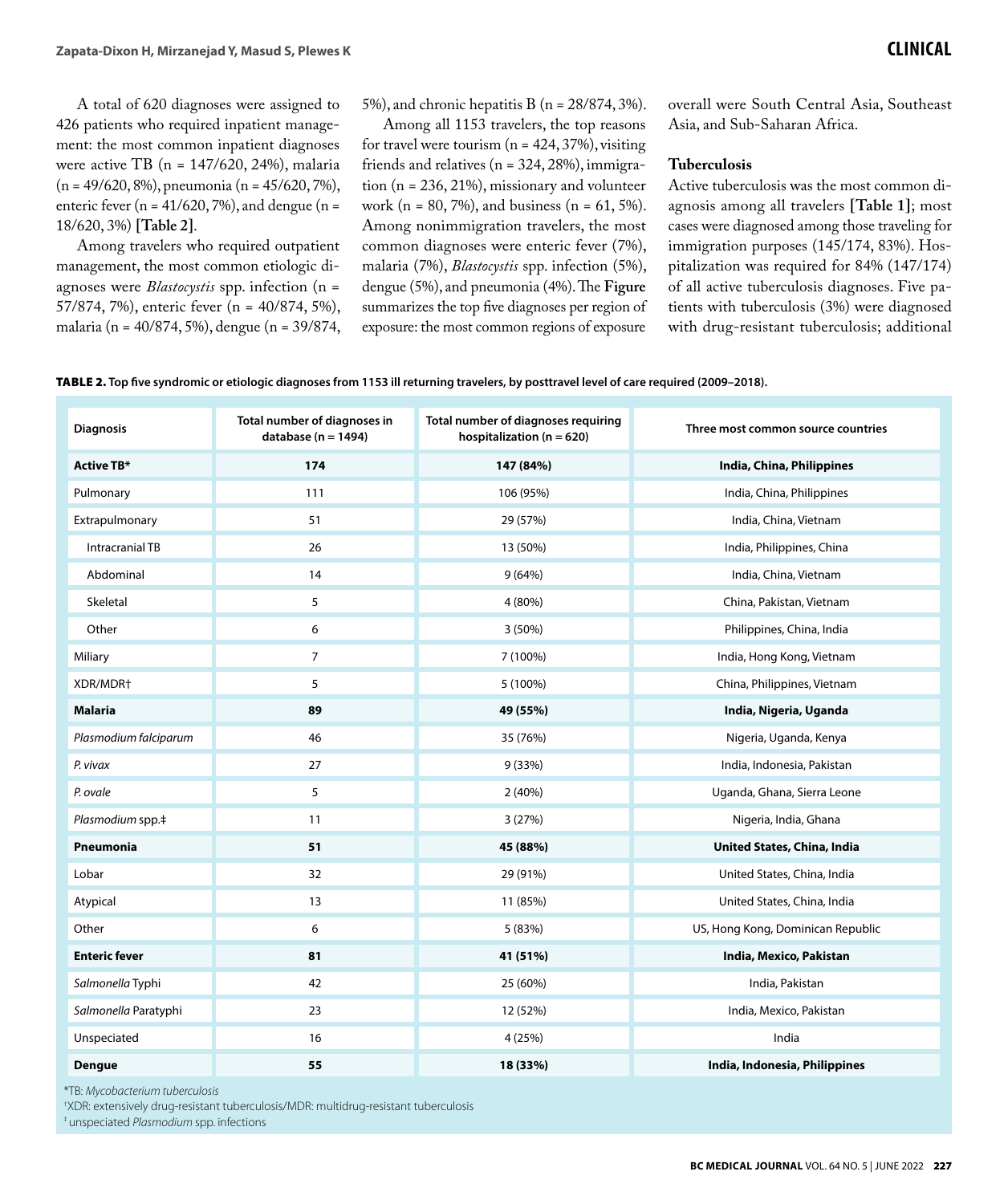A total of 620 diagnoses were assigned to 426 patients who required inpatient management: the most common inpatient diagnoses were active TB (n = 147/620, 24%), malaria (n = 49/620, 8%), pneumonia (n = 45/620, 7%), enteric fever (n = 41/620, 7%), and dengue (n = 18/620, 3%) **[Table 2]**.

Among travelers who required outpatient management, the most common etiologic diagnoses were *Blastocystis* spp. infection (n = 57/874, 7%), enteric fever (n = 40/874, 5%), malaria (n = 40/874, 5%), dengue (n = 39/874, 5%), and chronic hepatitis B (n = 28/874, 3%).

Among all 1153 travelers, the top reasons for travel were tourism (n = 424, 37%), visiting friends and relatives (n = 324, 28%), immigration (n = 236, 21%), missionary and volunteer work (n = 80, 7%), and business (n = 61, 5%). Among nonimmigration travelers, the most common diagnoses were enteric fever (7%), malaria (7%), *Blastocystis* spp. infection (5%), dengue (5%), and pneumonia (4%). The **Figure** summarizes the top five diagnoses per region of exposure: the most common regions of exposure overall were South Central Asia, Southeast Asia, and Sub-Saharan Africa.

### Tuberculosis

Active tuberculosis was the most common diagnosis among all travelers **[Table 1]**; most cases were diagnosed among those traveling for immigration purposes (145/174, 83%). Hospitalization was required for 84% (147/174) of all active tuberculosis diagnoses. Five patients with tuberculosis (3%) were diagnosed with drug-resistant tuberculosis; additional

**TABLE 2. Top five syndromic or etiologic diagnoses from 1153 ill returning travelers, by posttravel level of care required (2009–2018).**

| Diagnosis | Total number of diagnoses in database (n = 1494) | Total number of diagnoses requiring hospitalization (n = 620) | Three most common source countries |
|---|---|---|---|
| **Active TB*** | **174** | **147 (84%)** | **India, China, Philippines** |
| Pulmonary | 111 | 106 (95%) | India, China, Philippines |
| Extrapulmonary | 51 | 29 (57%) | India, China, Vietnam |
| Intracranial TB | 26 | 13 (50%) | India, Philippines, China |
| Abdominal | 14 | 9 (64%) | India, China, Vietnam |
| Skeletal | 5 | 4 (80%) | China, Pakistan, Vietnam |
| Other | 6 | 3 (50%) | Philippines, China, India |
| Miliary | 7 | 7 (100%) | India, Hong Kong, Vietnam |
| XDR/MDR† | 5 | 5 (100%) | China, Philippines, Vietnam |
| **Malaria** | **89** | **49 (55%)** | **India, Nigeria, Uganda** |
| *Plasmodium falciparum* | 46 | 35 (76%) | Nigeria, Uganda, Kenya |
| *P. vivax* | 27 | 9 (33%) | India, Indonesia, Pakistan |
| *P. ovale* | 5 | 2 (40%) | Uganda, Ghana, Sierra Leone |
| *Plasmodium* spp.‡ | 11 | 3 (27%) | Nigeria, India, Ghana |
| **Pneumonia** | **51** | **45 (88%)** | **United States, China, India** |
| Lobar | 32 | 29 (91%) | United States, China, India |
| Atypical | 13 | 11 (85%) | United States, China, India |
| Other | 6 | 5 (83%) | US, Hong Kong, Dominican Republic |
| **Enteric fever** | **81** | **41 (51%)** | **India, Mexico, Pakistan** |
| *Salmonella* Typhi | 42 | 25 (60%) | India, Pakistan |
| *Salmonella* Paratyphi | 23 | 12 (52%) | India, Mexico, Pakistan |
| Unspeciated | 16 | 4 (25%) | India |
| **Dengue** | **55** | **18 (33%)** | **India, Indonesia, Philippines** |

*TB: *Mycobacterium tuberculosis*

†XDR: extensively drug-resistant tuberculosis/MDR: multidrug-resistant tuberculosis

‡ unspeciated *Plasmodium* spp. infections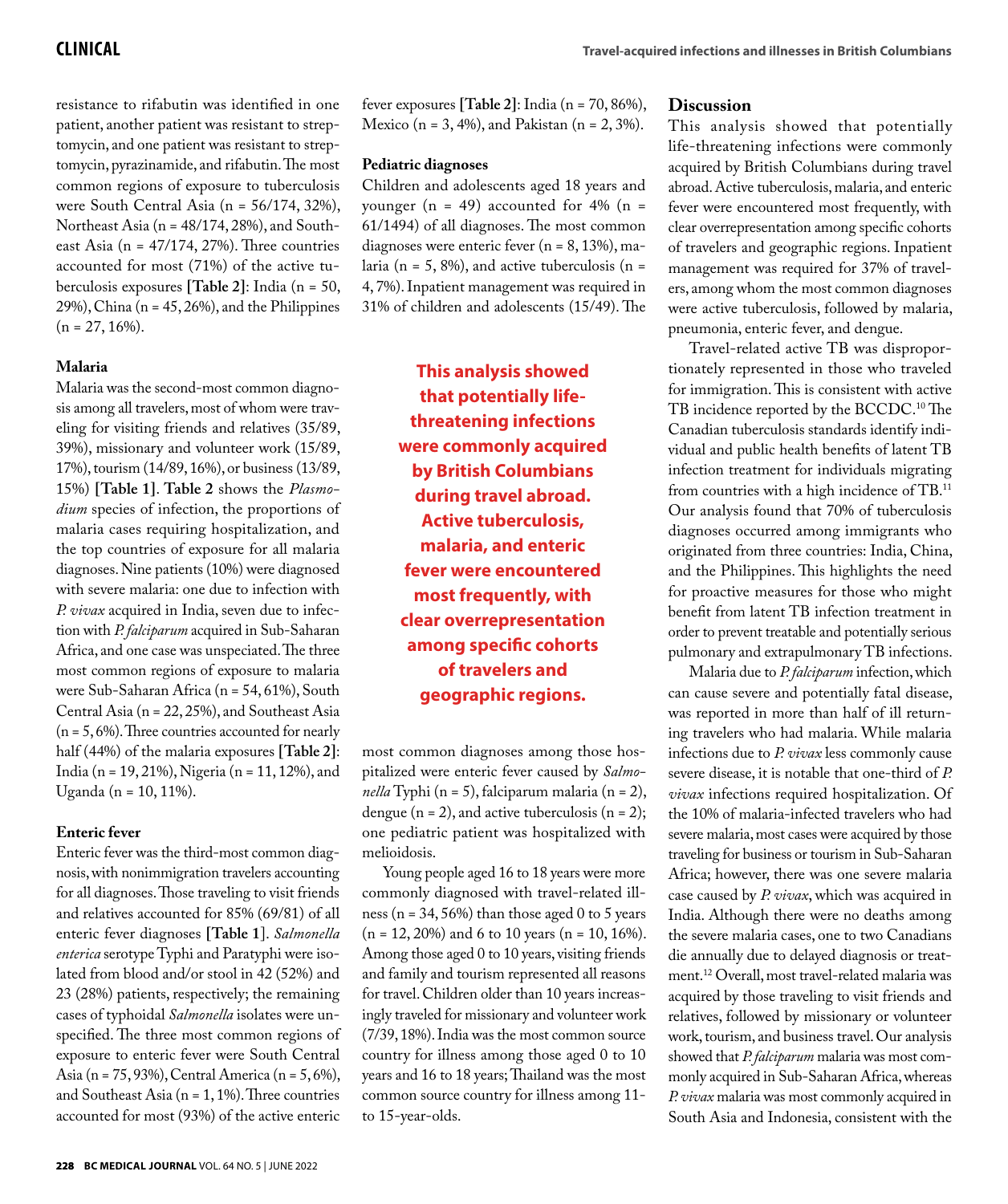resistance to rifabutin was identified in one patient, another patient was resistant to streptomycin, and one patient was resistant to streptomycin, pyrazinamide, and rifabutin. The most common regions of exposure to tuberculosis were South Central Asia (n = 56/174, 32%), Northeast Asia (n = 48/174, 28%), and Southeast Asia (n = 47/174, 27%). Three countries accounted for most (71%) of the active tuberculosis exposures **[Table 2]**: India (n = 50, 29%), China (n = 45, 26%), and the Philippines (n = 27, 16%).

### Malaria

Malaria was the second-most common diagnosis among all travelers, most of whom were traveling for visiting friends and relatives (35/89, 39%), missionary and volunteer work (15/89, 17%), tourism (14/89, 16%), or business (13/89, 15%) **[Table 1]**. **Table 2** shows the *Plasmodium* species of infection, the proportions of malaria cases requiring hospitalization, and the top countries of exposure for all malaria diagnoses. Nine patients (10%) were diagnosed with severe malaria: one due to infection with *P. vivax* acquired in India, seven due to infection with *P. falciparum* acquired in Sub-Saharan Africa, and one case was unspeciated. The three most common regions of exposure to malaria were Sub-Saharan Africa (n = 54, 61%), South Central Asia (n = 22, 25%), and Southeast Asia (n = 5, 6%). Three countries accounted for nearly half (44%) of the malaria exposures **[Table 2]**: India (n = 19, 21%), Nigeria (n = 11, 12%), and Uganda (n = 10, 11%).

### Enteric fever

Enteric fever was the third-most common diagnosis, with nonimmigration travelers accounting for all diagnoses. Those traveling to visit friends and relatives accounted for 85% (69/81) of all enteric fever diagnoses **[Table 1]**. *Salmonella enterica* serotype Typhi and Paratyphi were isolated from blood and/or stool in 42 (52%) and 23 (28%) patients, respectively; the remaining cases of typhoidal *Salmonella* isolates were unspecified. The three most common regions of exposure to enteric fever were South Central Asia (n = 75, 93%), Central America (n = 5, 6%), and Southeast Asia (n = 1, 1%). Three countries accounted for most (93%) of the active enteric fever exposures **[Table 2]**: India (n = 70, 86%), Mexico (n = 3, 4%), and Pakistan (n = 2, 3%).

### Pediatric diagnoses

Children and adolescents aged 18 years and younger (n = 49) accounted for 4% (n = 61/1494) of all diagnoses. The most common diagnoses were enteric fever (n = 8, 13%), malaria (n = 5, 8%), and active tuberculosis (n = 4, 7%). Inpatient management was required in 31% of children and adolescents (15/49). The most common diagnoses among those hospitalized were enteric fever caused by *Salmonella* Typhi (n = 5), falciparum malaria (n = 2), dengue (n = 2), and active tuberculosis (n = 2); one pediatric patient was hospitalized with melioidosis.

Young people aged 16 to 18 years were more commonly diagnosed with travel-related illness (n = 34, 56%) than those aged 0 to 5 years (n = 12, 20%) and 6 to 10 years (n = 10, 16%). Among those aged 0 to 10 years, visiting friends and family and tourism represented all reasons for travel. Children older than 10 years increasingly traveled for missionary and volunteer work (7/39, 18%). India was the most common source country for illness among those aged 0 to 10 years and 16 to 18 years; Thailand was the most common source country for illness among 11- to 15-year-olds.

**This analysis showed that potentially life-threatening infections were commonly acquired by British Columbians during travel abroad. Active tuberculosis, malaria, and enteric fever were encountered most frequently, with clear overrepresentation among specific cohorts of travelers and geographic regions.**

## Discussion

This analysis showed that potentially life-threatening infections were commonly acquired by British Columbians during travel abroad. Active tuberculosis, malaria, and enteric fever were encountered most frequently, with clear overrepresentation among specific cohorts of travelers and geographic regions. Inpatient management was required for 37% of travelers, among whom the most common diagnoses were active tuberculosis, followed by malaria, pneumonia, enteric fever, and dengue.

Travel-related active TB was disproportionately represented in those who traveled for immigration. This is consistent with active TB incidence reported by the BCCDC.[10] The Canadian tuberculosis standards identify individual and public health benefits of latent TB infection treatment for individuals migrating from countries with a high incidence of TB.[11] Our analysis found that 70% of tuberculosis diagnoses occurred among immigrants who originated from three countries: India, China, and the Philippines. This highlights the need for proactive measures for those who might benefit from latent TB infection treatment in order to prevent treatable and potentially serious pulmonary and extrapulmonary TB infections.

Malaria due to *P. falciparum* infection, which can cause severe and potentially fatal disease, was reported in more than half of ill returning travelers who had malaria. While malaria infections due to *P. vivax* less commonly cause severe disease, it is notable that one-third of *P. vivax* infections required hospitalization. Of the 10% of malaria-infected travelers who had severe malaria, most cases were acquired by those traveling for business or tourism in Sub-Saharan Africa; however, there was one severe malaria case caused by *P. vivax*, which was acquired in India. Although there were no deaths among the severe malaria cases, one to two Canadians die annually due to delayed diagnosis or treatment.[12] Overall, most travel-related malaria was acquired by those traveling to visit friends and relatives, followed by missionary or volunteer work, tourism, and business travel. Our analysis showed that *P. falciparum* malaria was most commonly acquired in Sub-Saharan Africa, whereas *P. vivax* malaria was most commonly acquired in South Asia and Indonesia, consistent with the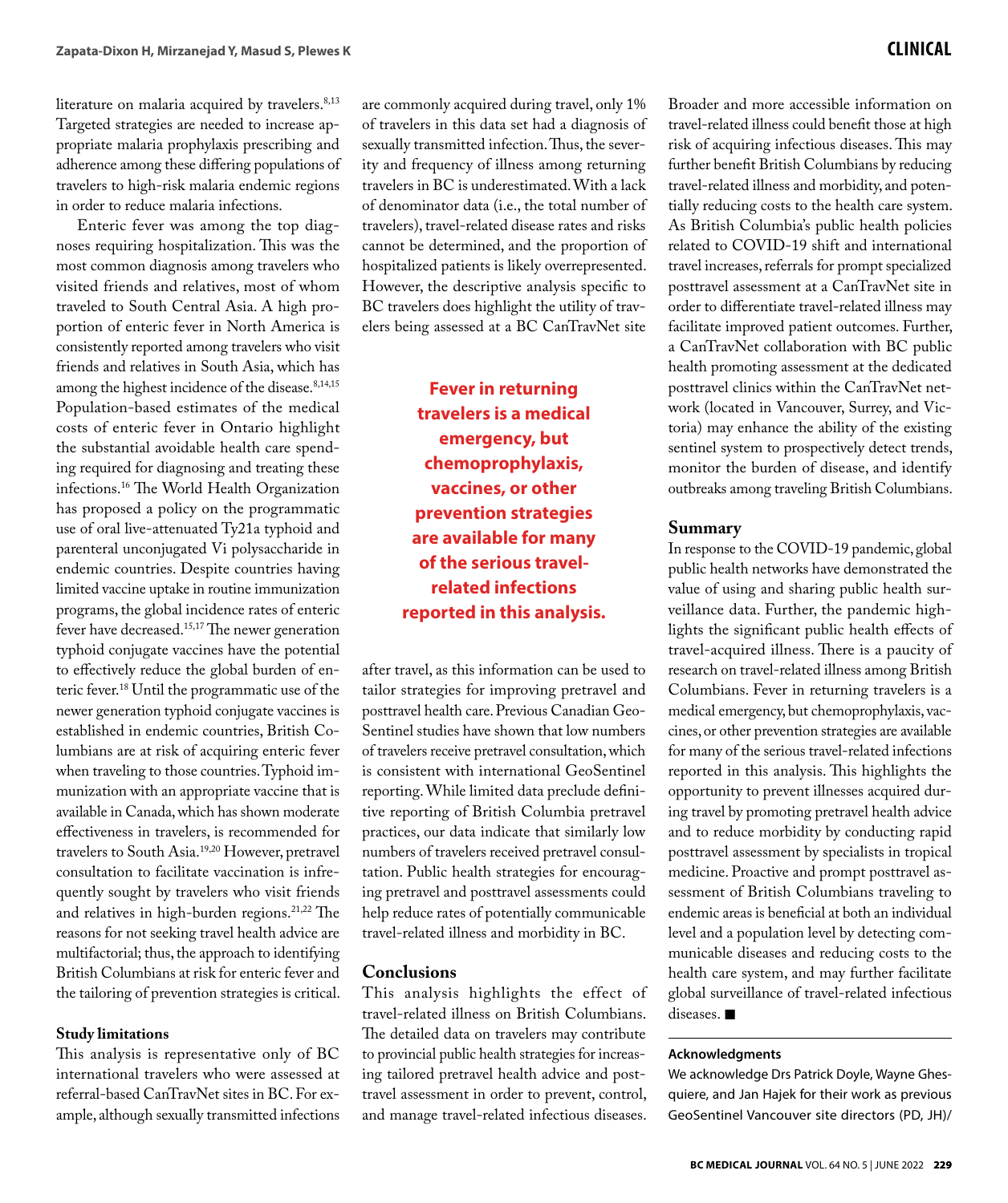literature on malaria acquired by travelers.[8,13] Targeted strategies are needed to increase appropriate malaria prophylaxis prescribing and adherence among these differing populations of travelers to high-risk malaria endemic regions in order to reduce malaria infections.

Enteric fever was among the top diagnoses requiring hospitalization. This was the most common diagnosis among travelers who visited friends and relatives, most of whom traveled to South Central Asia. A high proportion of enteric fever in North America is consistently reported among travelers who visit friends and relatives in South Asia, which has among the highest incidence of the disease.[8,14,15] Population-based estimates of the medical costs of enteric fever in Ontario highlight the substantial avoidable health care spending required for diagnosing and treating these infections.[16] The World Health Organization has proposed a policy on the programmatic use of oral live-attenuated Ty21a typhoid and parenteral unconjugated Vi polysaccharide in endemic countries. Despite countries having limited vaccine uptake in routine immunization programs, the global incidence rates of enteric fever have decreased.[15,17] The newer generation typhoid conjugate vaccines have the potential to effectively reduce the global burden of enteric fever.[18] Until the programmatic use of the newer generation typhoid conjugate vaccines is established in endemic countries, British Columbians are at risk of acquiring enteric fever when traveling to those countries. Typhoid immunization with an appropriate vaccine that is available in Canada, which has shown moderate effectiveness in travelers, is recommended for travelers to South Asia.[19,20] However, pretravel consultation to facilitate vaccination is infrequently sought by travelers who visit friends and relatives in high-burden regions.[21,22] The reasons for not seeking travel health advice are multifactorial; thus, the approach to identifying British Columbians at risk for enteric fever and the tailoring of prevention strategies is critical.

### Study limitations

This analysis is representative only of BC international travelers who were assessed at referral-based CanTravNet sites in BC. For example, although sexually transmitted infections are commonly acquired during travel, only 1% of travelers in this data set had a diagnosis of sexually transmitted infection. Thus, the severity and frequency of illness among returning travelers in BC is underestimated. With a lack of denominator data (i.e., the total number of travelers), travel-related disease rates and risks cannot be determined, and the proportion of hospitalized patients is likely overrepresented. However, the descriptive analysis specific to BC travelers does highlight the utility of travelers being assessed at a BC CanTravNet site after travel, as this information can be used to tailor strategies for improving pretravel and posttravel health care. Previous Canadian GeoSentinel studies have shown that low numbers of travelers receive pretravel consultation, which is consistent with international GeoSentinel reporting. While limited data preclude definitive reporting of British Columbia pretravel practices, our data indicate that similarly low numbers of travelers received pretravel consultation. Public health strategies for encouraging pretravel and posttravel assessments could help reduce rates of potentially communicable travel-related illness and morbidity in BC.

**Fever in returning travelers is a medical emergency, but chemoprophylaxis, vaccines, or other prevention strategies are available for many of the serious travel-related infections reported in this analysis.**

### Conclusions

This analysis highlights the effect of travel-related illness on British Columbians. The detailed data on travelers may contribute to provincial public health strategies for increasing tailored pretravel health advice and posttravel assessment in order to prevent, control, and manage travel-related infectious diseases. Broader and more accessible information on travel-related illness could benefit those at high risk of acquiring infectious diseases. This may further benefit British Columbians by reducing travel-related illness and morbidity, and potentially reducing costs to the health care system. As British Columbia's public health policies related to COVID-19 shift and international travel increases, referrals for prompt specialized posttravel assessment at a CanTravNet site in order to differentiate travel-related illness may facilitate improved patient outcomes. Further, a CanTravNet collaboration with BC public health promoting assessment at the dedicated posttravel clinics within the CanTravNet network (located in Vancouver, Surrey, and Victoria) may enhance the ability of the existing sentinel system to prospectively detect trends, monitor the burden of disease, and identify outbreaks among traveling British Columbians.

### Summary

In response to the COVID-19 pandemic, global public health networks have demonstrated the value of using and sharing public health surveillance data. Further, the pandemic highlights the significant public health effects of travel-acquired illness. There is a paucity of research on travel-related illness among British Columbians. Fever in returning travelers is a medical emergency, but chemoprophylaxis, vaccines, or other prevention strategies are available for many of the serious travel-related infections reported in this analysis. This highlights the opportunity to prevent illnesses acquired during travel by promoting pretravel health advice and to reduce morbidity by conducting rapid posttravel assessment by specialists in tropical medicine. Proactive and prompt posttravel assessment of British Columbians traveling to endemic areas is beneficial at both an individual level and a population level by detecting communicable diseases and reducing costs to the health care system, and may further facilitate global surveillance of travel-related infectious diseases. ■

#### Acknowledgments

We acknowledge Drs Patrick Doyle, Wayne Ghesquiere, and Jan Hajek for their work as previous GeoSentinel Vancouver site directors (PD, JH)/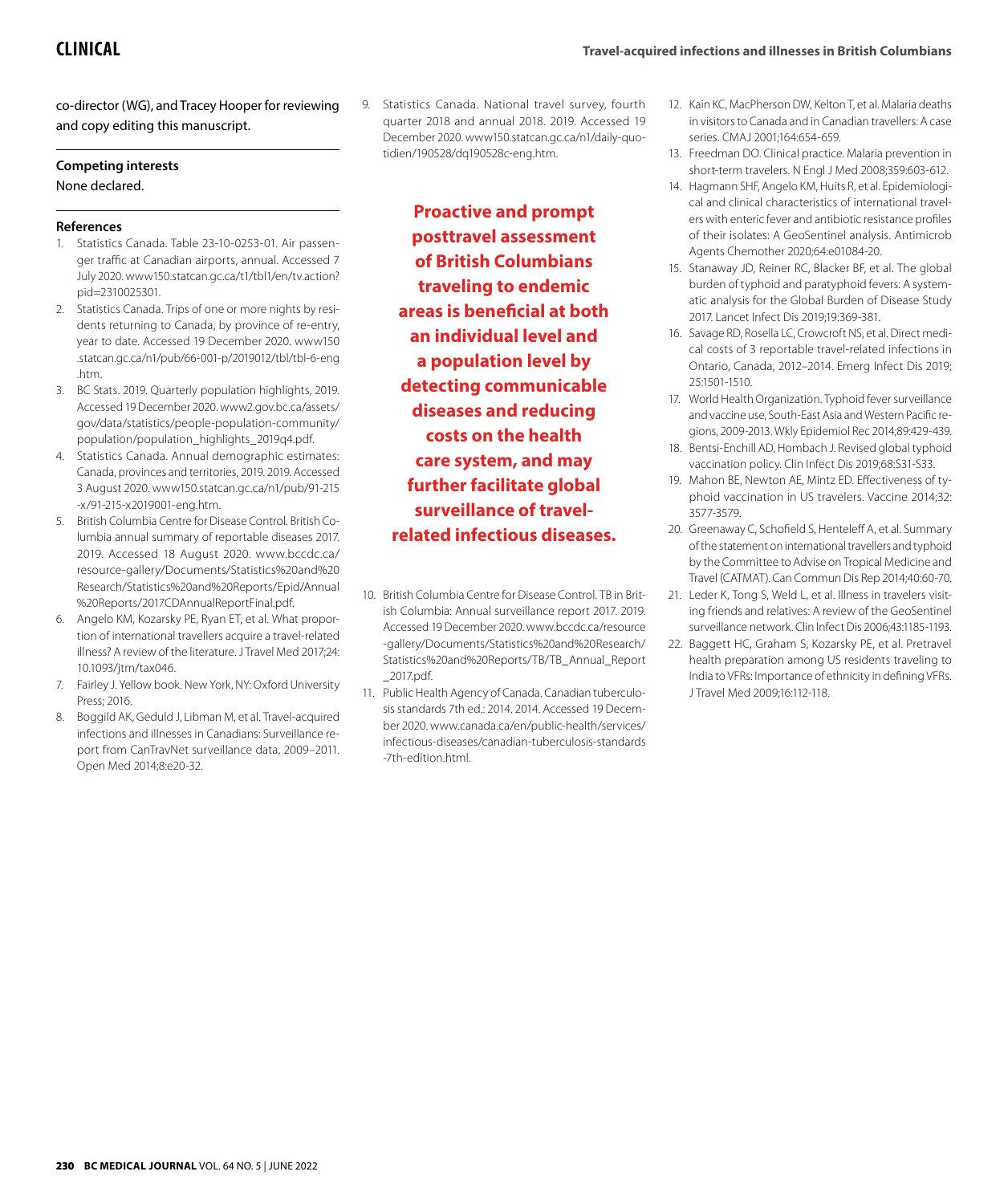co-director (WG), and Tracey Hooper for reviewing and copy editing this manuscript.

### Competing interests

None declared.

### References

1. Statistics Canada. Table 23-10-0253-01. Air passenger traffic at Canadian airports, annual. Accessed 7 July 2020. www150.statcan.gc.ca/t1/tbl1/en/tv.action?pid=2310025301.
2. Statistics Canada. Trips of one or more nights by residents returning to Canada, by province of re-entry, year to date. Accessed 19 December 2020. www150.statcan.gc.ca/n1/pub/66-001-p/2019012/tbl/tbl-6-eng.htm.
3. BC Stats. 2019. Quarterly population highlights, 2019. Accessed 19 December 2020. www2.gov.bc.ca/assets/gov/data/statistics/people-population-community/population/population_highlights_2019q4.pdf.
4. Statistics Canada. Annual demographic estimates: Canada, provinces and territories, 2019. 2019. Accessed 3 August 2020. www150.statcan.gc.ca/n1/pub/91-215-x/91-215-x2019001-eng.htm.
5. British Columbia Centre for Disease Control. British Columbia annual summary of reportable diseases 2017. 2019. Accessed 18 August 2020. www.bccdc.ca/resource-gallery/Documents/Statistics%20and%20Research/Statistics%20and%20Reports/Epid/Annual%20Reports/2017CDAnnualReportFinal.pdf.
6. Angelo KM, Kozarsky PE, Ryan ET, et al. What proportion of international travellers acquire a travel-related illness? A review of the literature. J Travel Med 2017;24:10.1093/jtm/tax046.
7. Fairley J. Yellow book. New York, NY: Oxford University Press; 2016.
8. Boggild AK, Geduld J, Libman M, et al. Travel-acquired infections and illnesses in Canadians: Surveillance report from CanTravNet surveillance data, 2009–2011. Open Med 2014;8:e20-32.
9. Statistics Canada. National travel survey, fourth quarter 2018 and annual 2018. 2019. Accessed 19 December 2020. www150.statcan.gc.ca/n1/daily-quotidien/190528/dq190528c-eng.htm.

**Proactive and prompt posttravel assessment of British Columbians traveling to endemic areas is beneficial at both an individual level and a population level by detecting communicable diseases and reducing costs on the health care system, and may further facilitate global surveillance of travel-related infectious diseases.**

10. British Columbia Centre for Disease Control. TB in British Columbia: Annual surveillance report 2017. 2019. Accessed 19 December 2020. www.bccdc.ca/resource-gallery/Documents/Statistics%20and%20Research/Statistics%20and%20Reports/TB/TB_Annual_Report_2017.pdf.
11. Public Health Agency of Canada. Canadian tuberculosis standards 7th ed.: 2014. 2014. Accessed 19 December 2020. www.canada.ca/en/public-health/services/infectious-diseases/canadian-tuberculosis-standards-7th-edition.html.
12. Kain KC, MacPherson DW, Kelton T, et al. Malaria deaths in visitors to Canada and in Canadian travellers: A case series. CMAJ 2001;164:654-659.
13. Freedman DO. Clinical practice. Malaria prevention in short-term travelers. N Engl J Med 2008;359:603-612.
14. Hagmann SHF, Angelo KM, Huits R, et al. Epidemiological and clinical characteristics of international travelers with enteric fever and antibiotic resistance profiles of their isolates: A GeoSentinel analysis. Antimicrob Agents Chemother 2020;64:e01084-20.
15. Stanaway JD, Reiner RC, Blacker BF, et al. The global burden of typhoid and paratyphoid fevers: A systematic analysis for the Global Burden of Disease Study 2017. Lancet Infect Dis 2019;19:369-381.
16. Savage RD, Rosella LC, Crowcroft NS, et al. Direct medical costs of 3 reportable travel-related infections in Ontario, Canada, 2012–2014. Emerg Infect Dis 2019;25:1501-1510.
17. World Health Organization. Typhoid fever surveillance and vaccine use, South-East Asia and Western Pacific regions, 2009-2013. Wkly Epidemiol Rec 2014;89:429-439.
18. Bentsi-Enchill AD, Hombach J. Revised global typhoid vaccination policy. Clin Infect Dis 2019;68:S31-S33.
19. Mahon BE, Newton AE, Mintz ED. Effectiveness of typhoid vaccination in US travelers. Vaccine 2014;32:3577-3579.
20. Greenaway C, Schofield S, Henteleff A, et al. Summary of the statement on international travellers and typhoid by the Committee to Advise on Tropical Medicine and Travel (CATMAT). Can Commun Dis Rep 2014;40:60-70.
21. Leder K, Tong S, Weld L, et al. Illness in travelers visiting friends and relatives: A review of the GeoSentinel surveillance network. Clin Infect Dis 2006;43:1185-1193.
22. Baggett HC, Graham S, Kozarsky PE, et al. Pretravel health preparation among US residents traveling to India to VFRs: Importance of ethnicity in defining VFRs. J Travel Med 2009;16:112-118.